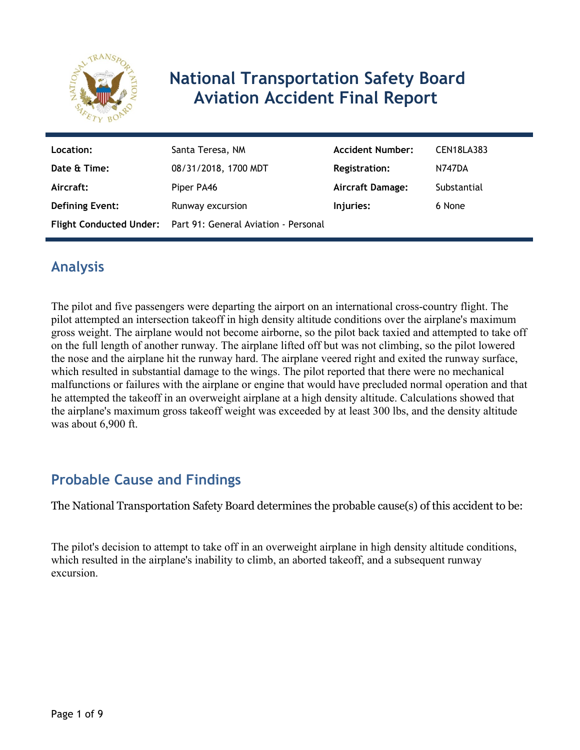# National Transportation Safety Board Aviation Accident Final Report

| | | | |
|---|---|---|---|
| **Location:** | Santa Teresa, NM | **Accident Number:** | CEN18LA383 |
| **Date & Time:** | 08/31/2018, 1700 MDT | **Registration:** | N747DA |
| **Aircraft:** | Piper PA46 | **Aircraft Damage:** | Substantial |
| **Defining Event:** | Runway excursion | **Injuries:** | 6 None |
| **Flight Conducted Under:** | Part 91: General Aviation - Personal | | |

## Analysis

The pilot and five passengers were departing the airport on an international cross-country flight. The pilot attempted an intersection takeoff in high density altitude conditions over the airplane's maximum gross weight. The airplane would not become airborne, so the pilot back taxied and attempted to take off on the full length of another runway. The airplane lifted off but was not climbing, so the pilot lowered the nose and the airplane hit the runway hard. The airplane veered right and exited the runway surface, which resulted in substantial damage to the wings. The pilot reported that there were no mechanical malfunctions or failures with the airplane or engine that would have precluded normal operation and that he attempted the takeoff in an overweight airplane at a high density altitude. Calculations showed that the airplane's maximum gross takeoff weight was exceeded by at least 300 lbs, and the density altitude was about 6,900 ft.

## Probable Cause and Findings

The National Transportation Safety Board determines the probable cause(s) of this accident to be:

The pilot's decision to attempt to take off in an overweight airplane in high density altitude conditions, which resulted in the airplane's inability to climb, an aborted takeoff, and a subsequent runway excursion.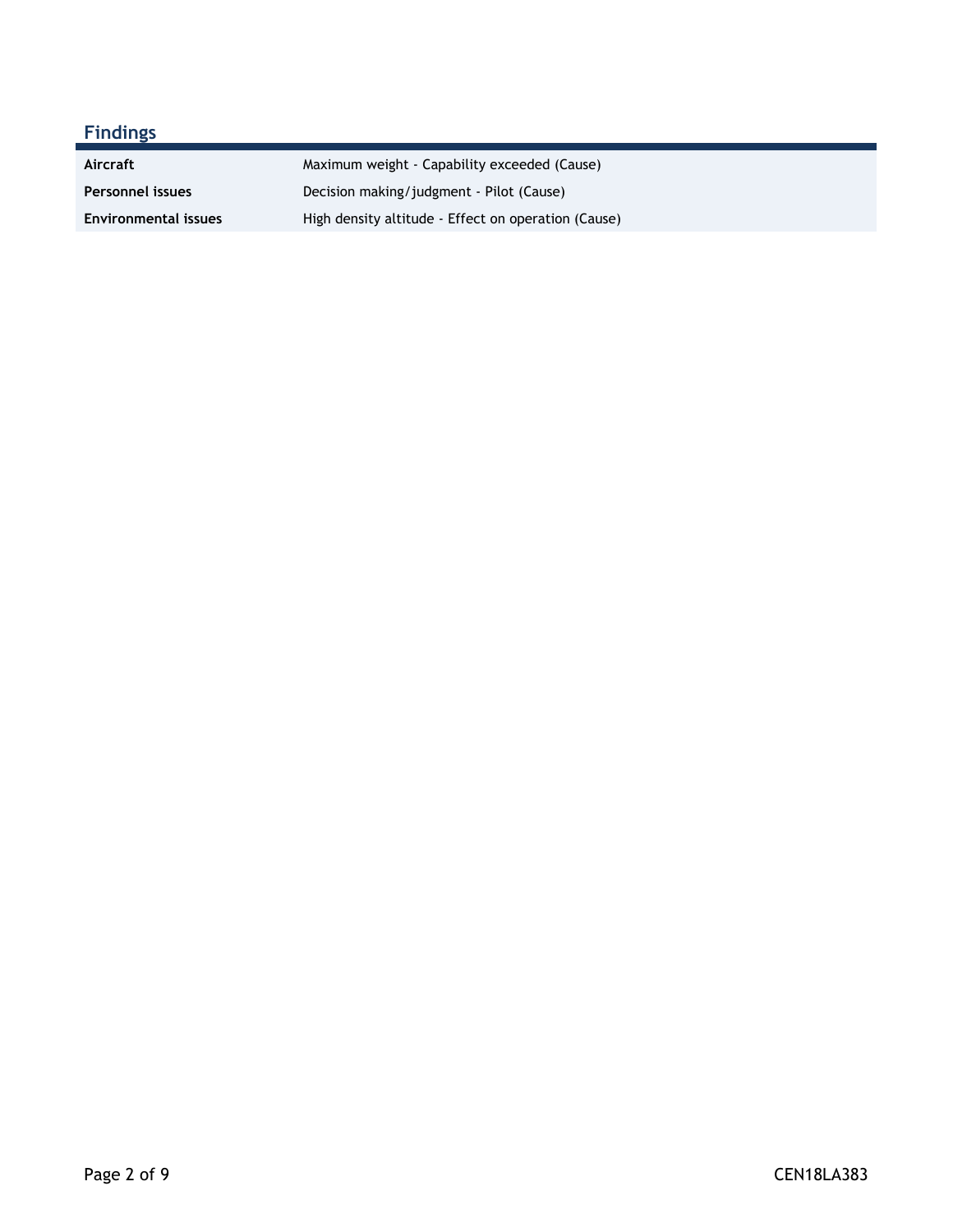## Findings

| | |
|---|---|
| **Aircraft** | Maximum weight - Capability exceeded (Cause) |
| **Personnel issues** | Decision making/judgment - Pilot (Cause) |
| **Environmental issues** | High density altitude - Effect on operation (Cause) |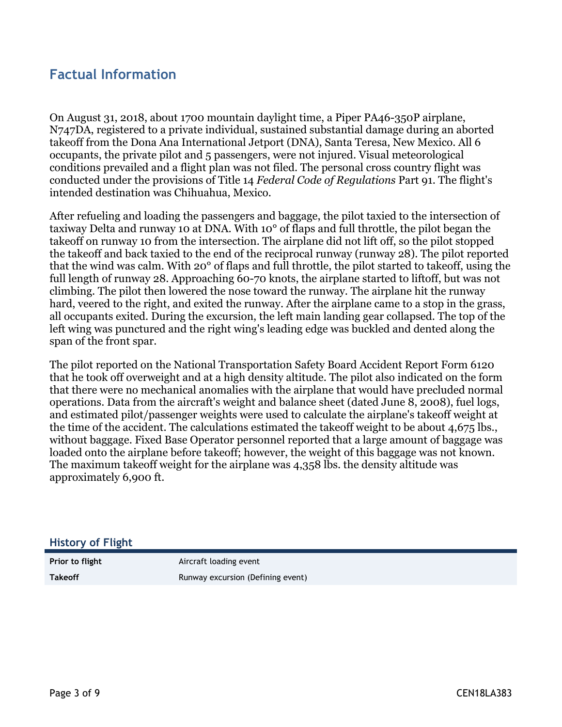## Factual Information

On August 31, 2018, about 1700 mountain daylight time, a Piper PA46-350P airplane, N747DA, registered to a private individual, sustained substantial damage during an aborted takeoff from the Dona Ana International Jetport (DNA), Santa Teresa, New Mexico. All 6 occupants, the private pilot and 5 passengers, were not injured. Visual meteorological conditions prevailed and a flight plan was not filed. The personal cross country flight was conducted under the provisions of Title 14 *Federal Code of Regulations* Part 91. The flight's intended destination was Chihuahua, Mexico.

After refueling and loading the passengers and baggage, the pilot taxied to the intersection of taxiway Delta and runway 10 at DNA. With 10° of flaps and full throttle, the pilot began the takeoff on runway 10 from the intersection. The airplane did not lift off, so the pilot stopped the takeoff and back taxied to the end of the reciprocal runway (runway 28). The pilot reported that the wind was calm. With 20° of flaps and full throttle, the pilot started to takeoff, using the full length of runway 28. Approaching 60-70 knots, the airplane started to liftoff, but was not climbing. The pilot then lowered the nose toward the runway. The airplane hit the runway hard, veered to the right, and exited the runway. After the airplane came to a stop in the grass, all occupants exited. During the excursion, the left main landing gear collapsed. The top of the left wing was punctured and the right wing's leading edge was buckled and dented along the span of the front spar.

The pilot reported on the National Transportation Safety Board Accident Report Form 6120 that he took off overweight and at a high density altitude. The pilot also indicated on the form that there were no mechanical anomalies with the airplane that would have precluded normal operations. Data from the aircraft's weight and balance sheet (dated June 8, 2008), fuel logs, and estimated pilot/passenger weights were used to calculate the airplane's takeoff weight at the time of the accident. The calculations estimated the takeoff weight to be about 4,675 lbs., without baggage. Fixed Base Operator personnel reported that a large amount of baggage was loaded onto the airplane before takeoff; however, the weight of this baggage was not known. The maximum takeoff weight for the airplane was 4,358 lbs. the density altitude was approximately 6,900 ft.

### History of Flight

| | |
|---|---|
| **Prior to flight** | Aircraft loading event |
| **Takeoff** | Runway excursion (Defining event) |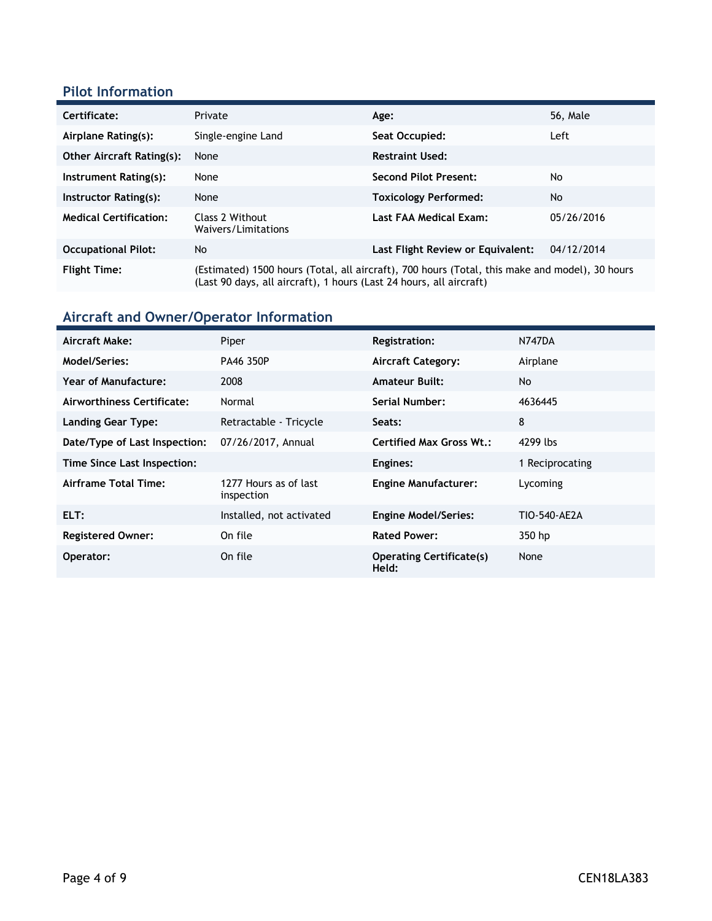## Pilot Information

| | | | |
|---|---|---|---|
| **Certificate:** | Private | **Age:** | 56, Male |
| **Airplane Rating(s):** | Single-engine Land | **Seat Occupied:** | Left |
| **Other Aircraft Rating(s):** | None | **Restraint Used:** | |
| **Instrument Rating(s):** | None | **Second Pilot Present:** | No |
| **Instructor Rating(s):** | None | **Toxicology Performed:** | No |
| **Medical Certification:** | Class 2 Without Waivers/Limitations | **Last FAA Medical Exam:** | 05/26/2016 |
| **Occupational Pilot:** | No | **Last Flight Review or Equivalent:** | 04/12/2014 |
| **Flight Time:** | (Estimated) 1500 hours (Total, all aircraft), 700 hours (Total, this make and model), 30 hours (Last 90 days, all aircraft), 1 hours (Last 24 hours, all aircraft) | | |

## Aircraft and Owner/Operator Information

| | | | |
|---|---|---|---|
| **Aircraft Make:** | Piper | **Registration:** | N747DA |
| **Model/Series:** | PA46 350P | **Aircraft Category:** | Airplane |
| **Year of Manufacture:** | 2008 | **Amateur Built:** | No |
| **Airworthiness Certificate:** | Normal | **Serial Number:** | 4636445 |
| **Landing Gear Type:** | Retractable - Tricycle | **Seats:** | 8 |
| **Date/Type of Last Inspection:** | 07/26/2017, Annual | **Certified Max Gross Wt.:** | 4299 lbs |
| **Time Since Last Inspection:** | | **Engines:** | 1 Reciprocating |
| **Airframe Total Time:** | 1277 Hours as of last inspection | **Engine Manufacturer:** | Lycoming |
| **ELT:** | Installed, not activated | **Engine Model/Series:** | TIO-540-AE2A |
| **Registered Owner:** | On file | **Rated Power:** | 350 hp |
| **Operator:** | On file | **Operating Certificate(s) Held:** | None |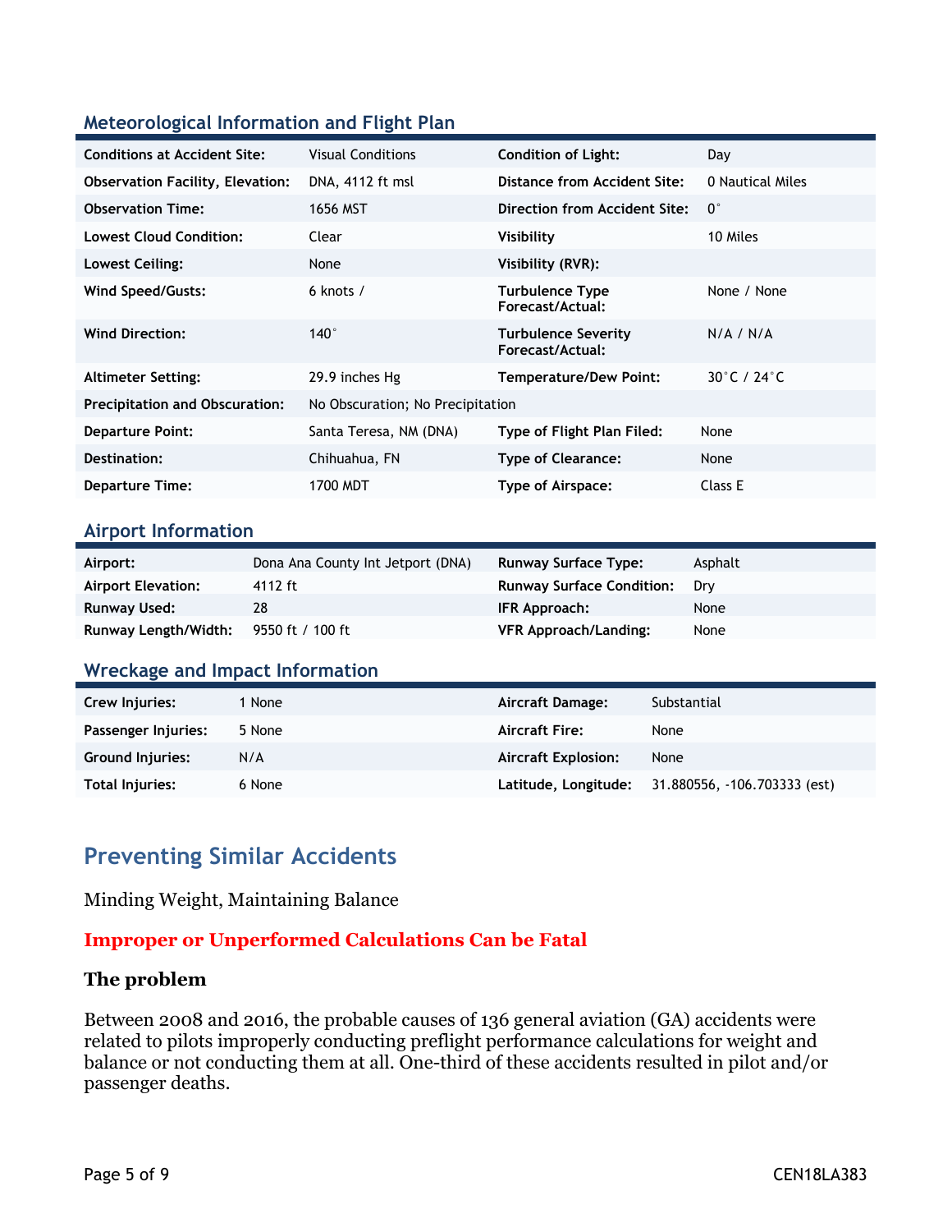## Meteorological Information and Flight Plan

| | | | |
|---|---|---|---|
| **Conditions at Accident Site:** | Visual Conditions | **Condition of Light:** | Day |
| **Observation Facility, Elevation:** | DNA, 4112 ft msl | **Distance from Accident Site:** | 0 Nautical Miles |
| **Observation Time:** | 1656 MST | **Direction from Accident Site:** | 0° |
| **Lowest Cloud Condition:** | Clear | **Visibility** | 10 Miles |
| **Lowest Ceiling:** | None | **Visibility (RVR):** | |
| **Wind Speed/Gusts:** | 6 knots / | **Turbulence Type Forecast/Actual:** | None / None |
| **Wind Direction:** | 140° | **Turbulence Severity Forecast/Actual:** | N/A / N/A |
| **Altimeter Setting:** | 29.9 inches Hg | **Temperature/Dew Point:** | 30°C / 24°C |
| **Precipitation and Obscuration:** | No Obscuration; No Precipitation | | |
| **Departure Point:** | Santa Teresa, NM (DNA) | **Type of Flight Plan Filed:** | None |
| **Destination:** | Chihuahua, FN | **Type of Clearance:** | None |
| **Departure Time:** | 1700 MDT | **Type of Airspace:** | Class E |

## Airport Information

| | | | |
|---|---|---|---|
| **Airport:** | Dona Ana County Int Jetport (DNA) | **Runway Surface Type:** | Asphalt |
| **Airport Elevation:** | 4112 ft | **Runway Surface Condition:** | Dry |
| **Runway Used:** | 28 | **IFR Approach:** | None |
| **Runway Length/Width:** | 9550 ft / 100 ft | **VFR Approach/Landing:** | None |

## Wreckage and Impact Information

| | | | |
|---|---|---|---|
| **Crew Injuries:** | 1 None | **Aircraft Damage:** | Substantial |
| **Passenger Injuries:** | 5 None | **Aircraft Fire:** | None |
| **Ground Injuries:** | N/A | **Aircraft Explosion:** | None |
| **Total Injuries:** | 6 None | **Latitude, Longitude:** | 31.880556, -106.703333 (est) |

# Preventing Similar Accidents

Minding Weight, Maintaining Balance

**Improper or Unperformed Calculations Can be Fatal**

### The problem

Between 2008 and 2016, the probable causes of 136 general aviation (GA) accidents were related to pilots improperly conducting preflight performance calculations for weight and balance or not conducting them at all. One-third of these accidents resulted in pilot and/or passenger deaths.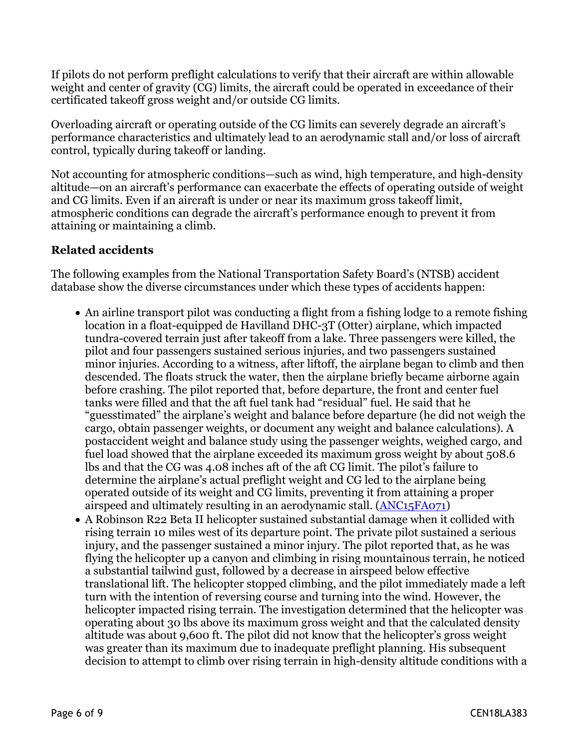If pilots do not perform preflight calculations to verify that their aircraft are within allowable weight and center of gravity (CG) limits, the aircraft could be operated in exceedance of their certificated takeoff gross weight and/or outside CG limits.

Overloading aircraft or operating outside of the CG limits can severely degrade an aircraft's performance characteristics and ultimately lead to an aerodynamic stall and/or loss of aircraft control, typically during takeoff or landing.

Not accounting for atmospheric conditions—such as wind, high temperature, and high-density altitude—on an aircraft's performance can exacerbate the effects of operating outside of weight and CG limits. Even if an aircraft is under or near its maximum gross takeoff limit, atmospheric conditions can degrade the aircraft's performance enough to prevent it from attaining or maintaining a climb.

### Related accidents

The following examples from the National Transportation Safety Board's (NTSB) accident database show the diverse circumstances under which these types of accidents happen:

- An airline transport pilot was conducting a flight from a fishing lodge to a remote fishing location in a float-equipped de Havilland DHC-3T (Otter) airplane, which impacted tundra-covered terrain just after takeoff from a lake. Three passengers were killed, the pilot and four passengers sustained serious injuries, and two passengers sustained minor injuries. According to a witness, after liftoff, the airplane began to climb and then descended. The floats struck the water, then the airplane briefly became airborne again before crashing. The pilot reported that, before departure, the front and center fuel tanks were filled and that the aft fuel tank had "residual" fuel. He said that he "guesstimated" the airplane's weight and balance before departure (he did not weigh the cargo, obtain passenger weights, or document any weight and balance calculations). A postaccident weight and balance study using the passenger weights, weighed cargo, and fuel load showed that the airplane exceeded its maximum gross weight by about 508.6 lbs and that the CG was 4.08 inches aft of the aft CG limit. The pilot's failure to determine the airplane's actual preflight weight and CG led to the airplane being operated outside of its weight and CG limits, preventing it from attaining a proper airspeed and ultimately resulting in an aerodynamic stall. (ANC15FA071)
- A Robinson R22 Beta II helicopter sustained substantial damage when it collided with rising terrain 10 miles west of its departure point. The private pilot sustained a serious injury, and the passenger sustained a minor injury. The pilot reported that, as he was flying the helicopter up a canyon and climbing in rising mountainous terrain, he noticed a substantial tailwind gust, followed by a decrease in airspeed below effective translational lift. The helicopter stopped climbing, and the pilot immediately made a left turn with the intention of reversing course and turning into the wind. However, the helicopter impacted rising terrain. The investigation determined that the helicopter was operating about 30 lbs above its maximum gross weight and that the calculated density altitude was about 9,600 ft. The pilot did not know that the helicopter's gross weight was greater than its maximum due to inadequate preflight planning. His subsequent decision to attempt to climb over rising terrain in high-density altitude conditions with a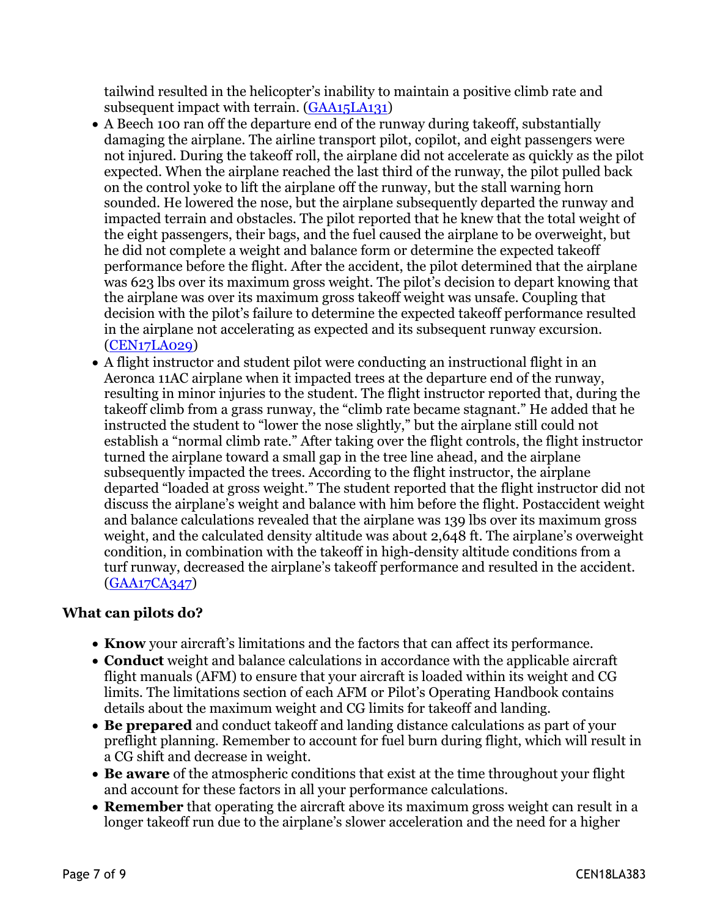tailwind resulted in the helicopter's inability to maintain a positive climb rate and subsequent impact with terrain. (GAA15LA131)

- A Beech 100 ran off the departure end of the runway during takeoff, substantially damaging the airplane. The airline transport pilot, copilot, and eight passengers were not injured. During the takeoff roll, the airplane did not accelerate as quickly as the pilot expected. When the airplane reached the last third of the runway, the pilot pulled back on the control yoke to lift the airplane off the runway, but the stall warning horn sounded. He lowered the nose, but the airplane subsequently departed the runway and impacted terrain and obstacles. The pilot reported that he knew that the total weight of the eight passengers, their bags, and the fuel caused the airplane to be overweight, but he did not complete a weight and balance form or determine the expected takeoff performance before the flight. After the accident, the pilot determined that the airplane was 623 lbs over its maximum gross weight. The pilot's decision to depart knowing that the airplane was over its maximum gross takeoff weight was unsafe. Coupling that decision with the pilot's failure to determine the expected takeoff performance resulted in the airplane not accelerating as expected and its subsequent runway excursion. (CEN17LA029)
- A flight instructor and student pilot were conducting an instructional flight in an Aeronca 11AC airplane when it impacted trees at the departure end of the runway, resulting in minor injuries to the student. The flight instructor reported that, during the takeoff climb from a grass runway, the "climb rate became stagnant." He added that he instructed the student to "lower the nose slightly," but the airplane still could not establish a "normal climb rate." After taking over the flight controls, the flight instructor turned the airplane toward a small gap in the tree line ahead, and the airplane subsequently impacted the trees. According to the flight instructor, the airplane departed "loaded at gross weight." The student reported that the flight instructor did not discuss the airplane's weight and balance with him before the flight. Postaccident weight and balance calculations revealed that the airplane was 139 lbs over its maximum gross weight, and the calculated density altitude was about 2,648 ft. The airplane's overweight condition, in combination with the takeoff in high-density altitude conditions from a turf runway, decreased the airplane's takeoff performance and resulted in the accident. (GAA17CA347)

**What can pilots do?**

- **Know** your aircraft's limitations and the factors that can affect its performance.
- **Conduct** weight and balance calculations in accordance with the applicable aircraft flight manuals (AFM) to ensure that your aircraft is loaded within its weight and CG limits. The limitations section of each AFM or Pilot's Operating Handbook contains details about the maximum weight and CG limits for takeoff and landing.
- **Be prepared** and conduct takeoff and landing distance calculations as part of your preflight planning. Remember to account for fuel burn during flight, which will result in a CG shift and decrease in weight.
- **Be aware** of the atmospheric conditions that exist at the time throughout your flight and account for these factors in all your performance calculations.
- **Remember** that operating the aircraft above its maximum gross weight can result in a longer takeoff run due to the airplane's slower acceleration and the need for a higher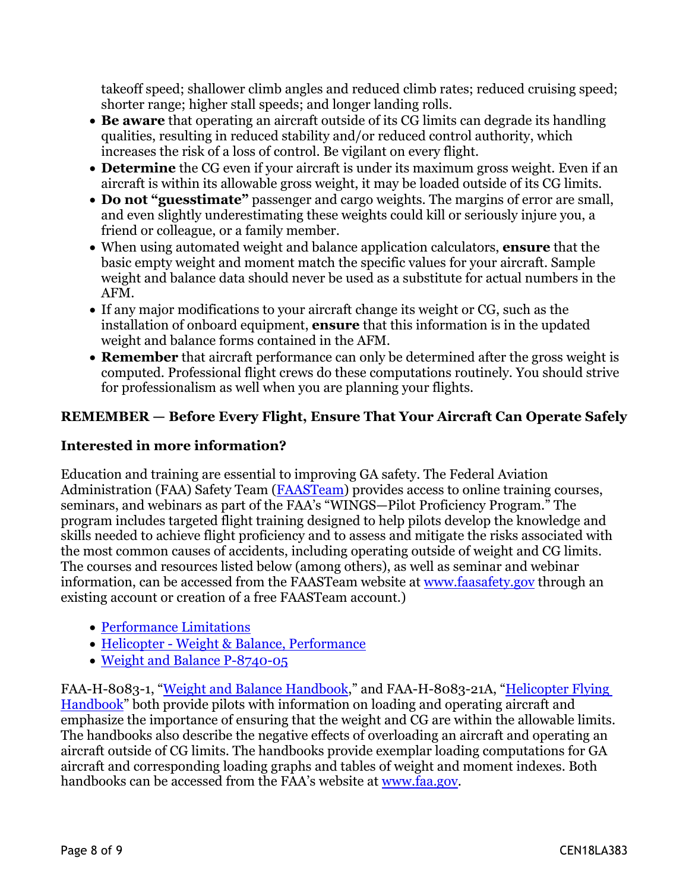takeoff speed; shallower climb angles and reduced climb rates; reduced cruising speed; shorter range; higher stall speeds; and longer landing rolls.

- **Be aware** that operating an aircraft outside of its CG limits can degrade its handling qualities, resulting in reduced stability and/or reduced control authority, which increases the risk of a loss of control. Be vigilant on every flight.
- **Determine** the CG even if your aircraft is under its maximum gross weight. Even if an aircraft is within its allowable gross weight, it may be loaded outside of its CG limits.
- **Do not "guesstimate"** passenger and cargo weights. The margins of error are small, and even slightly underestimating these weights could kill or seriously injure you, a friend or colleague, or a family member.
- When using automated weight and balance application calculators, **ensure** that the basic empty weight and moment match the specific values for your aircraft. Sample weight and balance data should never be used as a substitute for actual numbers in the AFM.
- If any major modifications to your aircraft change its weight or CG, such as the installation of onboard equipment, **ensure** that this information is in the updated weight and balance forms contained in the AFM.
- **Remember** that aircraft performance can only be determined after the gross weight is computed. Professional flight crews do these computations routinely. You should strive for professionalism as well when you are planning your flights.

**REMEMBER — Before Every Flight, Ensure That Your Aircraft Can Operate Safely**

**Interested in more information?**

Education and training are essential to improving GA safety. The Federal Aviation Administration (FAA) Safety Team (FAASTeam) provides access to online training courses, seminars, and webinars as part of the FAA's "WINGS—Pilot Proficiency Program." The program includes targeted flight training designed to help pilots develop the knowledge and skills needed to achieve flight proficiency and to assess and mitigate the risks associated with the most common causes of accidents, including operating outside of weight and CG limits. The courses and resources listed below (among others), as well as seminar and webinar information, can be accessed from the FAASTeam website at www.faasafety.gov through an existing account or creation of a free FAASTeam account.)

- Performance Limitations
- Helicopter - Weight & Balance, Performance
- Weight and Balance P-8740-05

FAA-H-8083-1, "Weight and Balance Handbook," and FAA-H-8083-21A, "Helicopter Flying Handbook" both provide pilots with information on loading and operating aircraft and emphasize the importance of ensuring that the weight and CG are within the allowable limits. The handbooks also describe the negative effects of overloading an aircraft and operating an aircraft outside of CG limits. The handbooks provide exemplar loading computations for GA aircraft and corresponding loading graphs and tables of weight and moment indexes. Both handbooks can be accessed from the FAA's website at www.faa.gov.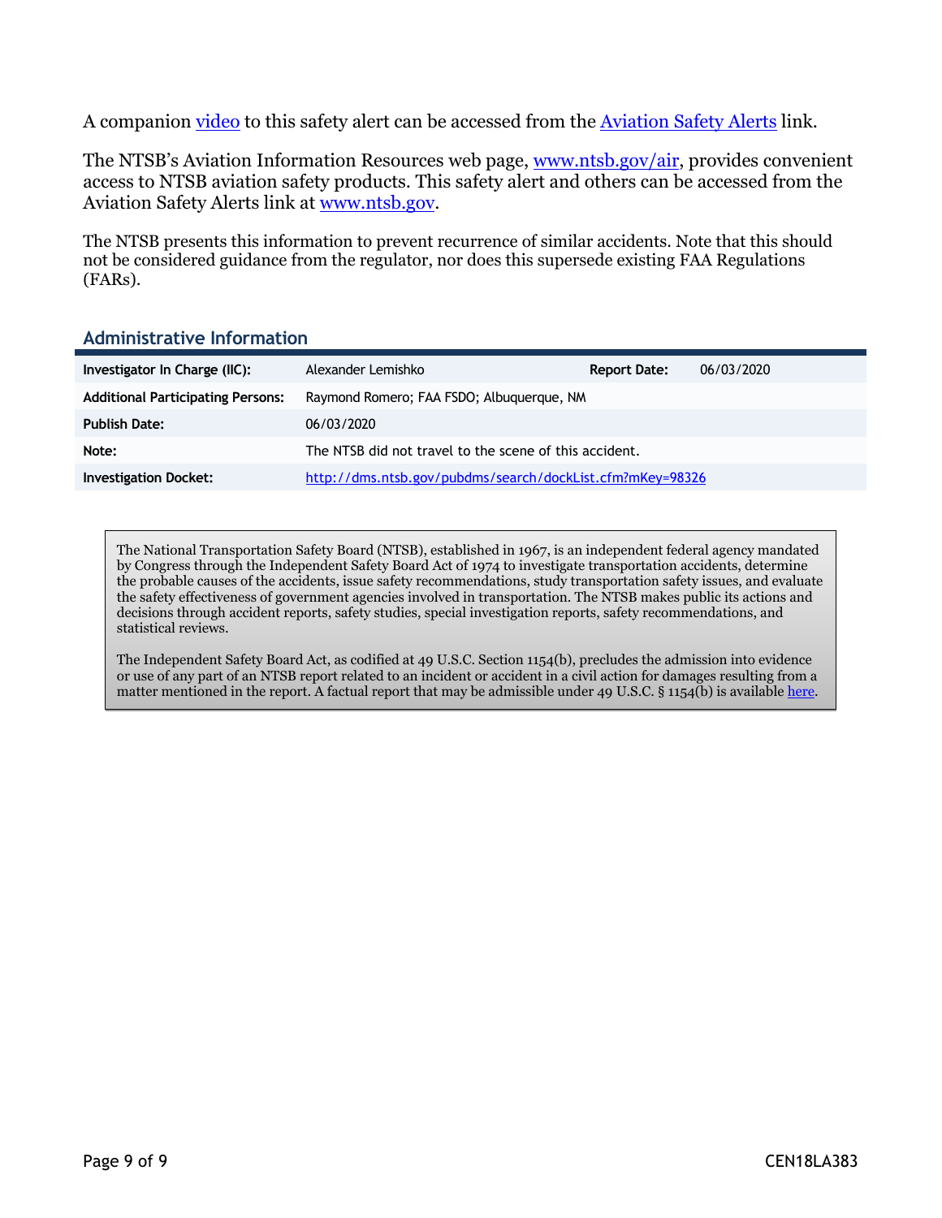A companion [video](video) to this safety alert can be accessed from the [Aviation Safety Alerts](Aviation Safety Alerts) link.

The NTSB's Aviation Information Resources web page, [www.ntsb.gov/air](www.ntsb.gov/air), provides convenient access to NTSB aviation safety products. This safety alert and others can be accessed from the Aviation Safety Alerts link at [www.ntsb.gov](www.ntsb.gov).

The NTSB presents this information to prevent recurrence of similar accidents. Note that this should not be considered guidance from the regulator, nor does this supersede existing FAA Regulations (FARs).

## Administrative Information

| | | | |
|---|---|---|---|
| **Investigator In Charge (IIC):** | Alexander Lemishko | **Report Date:** | 06/03/2020 |
| **Additional Participating Persons:** | Raymond Romero; FAA FSDO; Albuquerque, NM | | |
| **Publish Date:** | 06/03/2020 | | |
| **Note:** | The NTSB did not travel to the scene of this accident. | | |
| **Investigation Docket:** | http://dms.ntsb.gov/pubdms/search/dockList.cfm?mKey=98326 | | |

The National Transportation Safety Board (NTSB), established in 1967, is an independent federal agency mandated by Congress through the Independent Safety Board Act of 1974 to investigate transportation accidents, determine the probable causes of the accidents, issue safety recommendations, study transportation safety issues, and evaluate the safety effectiveness of government agencies involved in transportation. The NTSB makes public its actions and decisions through accident reports, safety studies, special investigation reports, safety recommendations, and statistical reviews.

The Independent Safety Board Act, as codified at 49 U.S.C. Section 1154(b), precludes the admission into evidence or use of any part of an NTSB report related to an incident or accident in a civil action for damages resulting from a matter mentioned in the report. A factual report that may be admissible under 49 U.S.C. § 1154(b) is available [here](here).